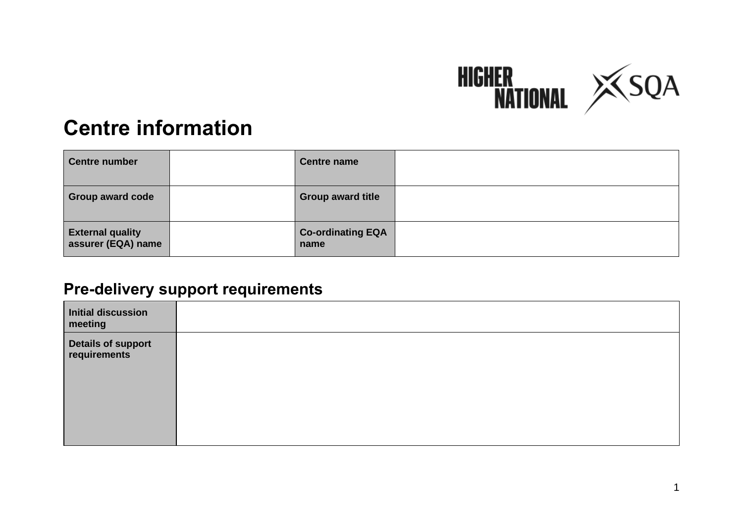# Centre information

| Centre number | | Centre name | |
|---|---|---|---|
| Group award code | | Group award title | |
| External quality assurer (EQA) name | | Co-ordinating EQA name | |

## Pre-delivery support requirements

| Initial discussion meeting | |
|---|---|
| Details of support requirements | |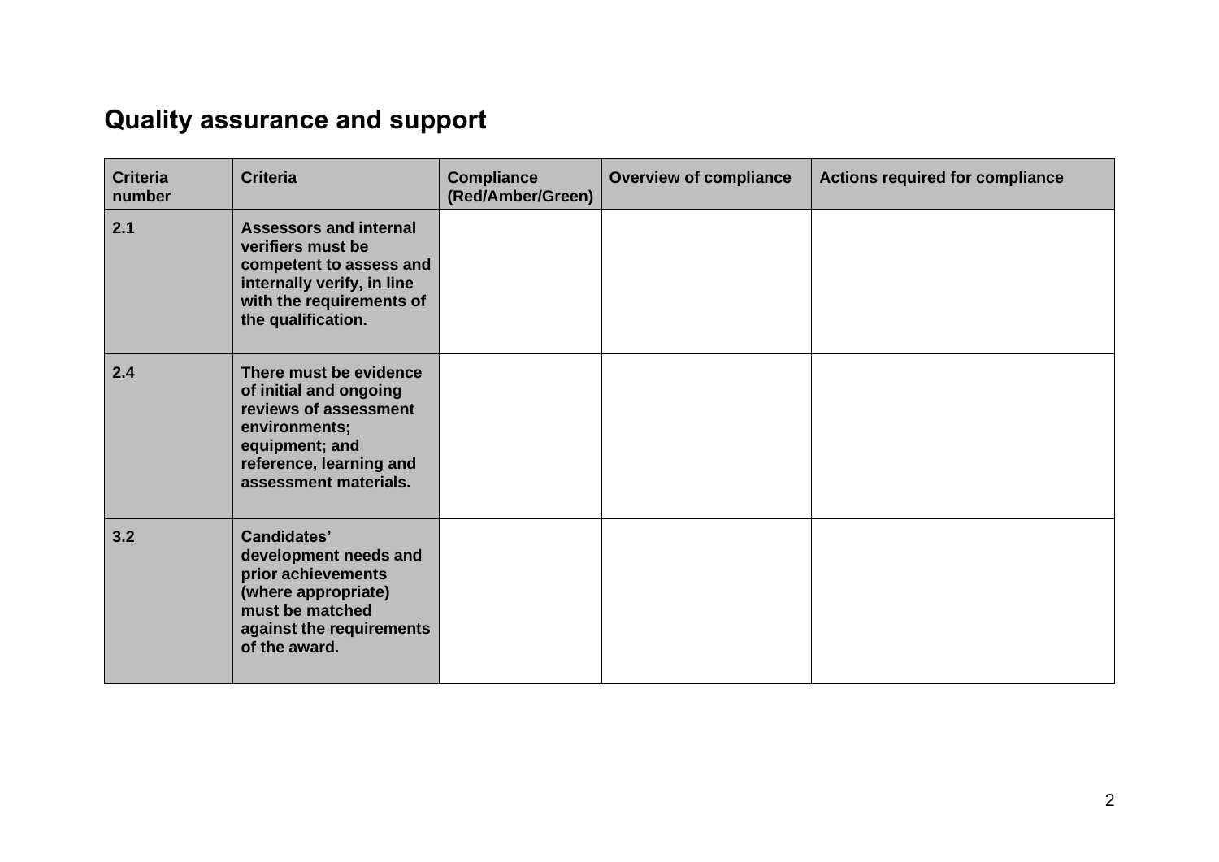## Quality assurance and support

| Criteria number | Criteria | Compliance (Red/Amber/Green) | Overview of compliance | Actions required for compliance |
|---|---|---|---|---|
| 2.1 | **Assessors and internal verifiers must be competent to assess and internally verify, in line with the requirements of the qualification.** | | | |
| 2.4 | **There must be evidence of initial and ongoing reviews of assessment environments; equipment; and reference, learning and assessment materials.** | | | |
| 3.2 | **Candidates' development needs and prior achievements (where appropriate) must be matched against the requirements of the award.** | | | |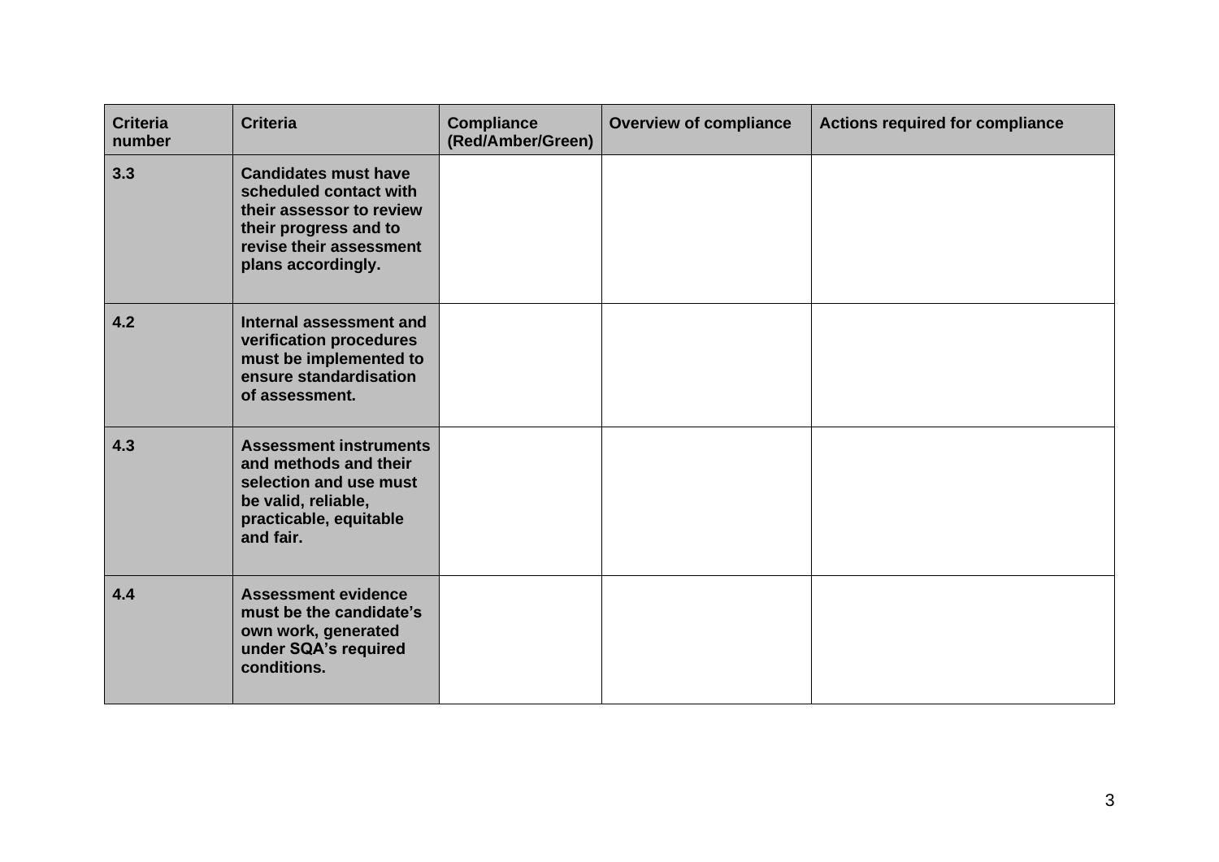| Criteria number | Criteria | Compliance (Red/Amber/Green) | Overview of compliance | Actions required for compliance |
| --- | --- | --- | --- | --- |
| **3.3** | **Candidates must have scheduled contact with their assessor to review their progress and to revise their assessment plans accordingly.** | | | |
| **4.2** | **Internal assessment and verification procedures must be implemented to ensure standardisation of assessment.** | | | |
| **4.3** | **Assessment instruments and methods and their selection and use must be valid, reliable, practicable, equitable and fair.** | | | |
| **4.4** | **Assessment evidence must be the candidate's own work, generated under SQA's required conditions.** | | | |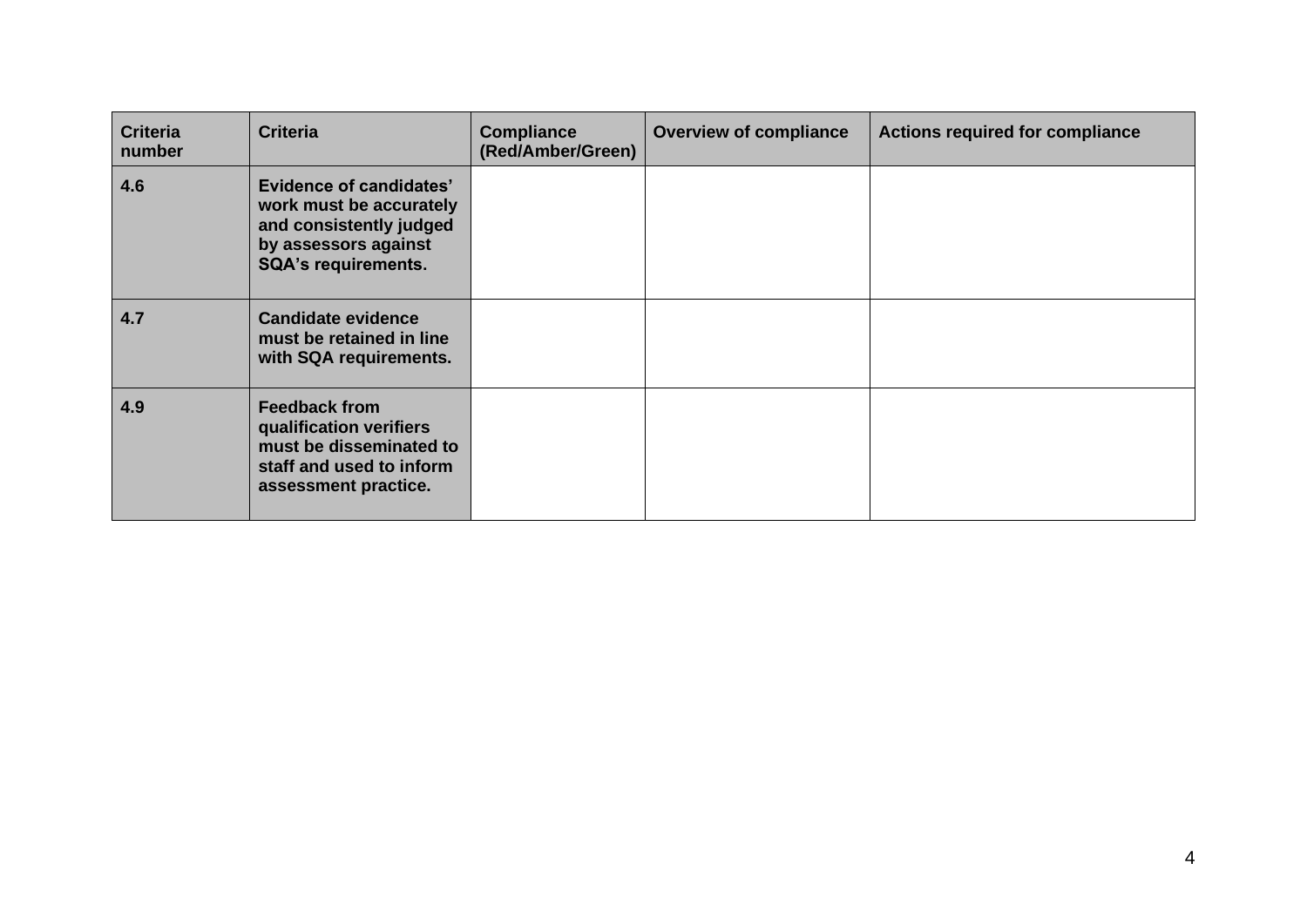| Criteria number | Criteria | Compliance (Red/Amber/Green) | Overview of compliance | Actions required for compliance |
|---|---|---|---|---|
| **4.6** | **Evidence of candidates' work must be accurately and consistently judged by assessors against SQA's requirements.** | | | |
| **4.7** | **Candidate evidence must be retained in line with SQA requirements.** | | | |
| **4.9** | **Feedback from qualification verifiers must be disseminated to staff and used to inform assessment practice.** | | | |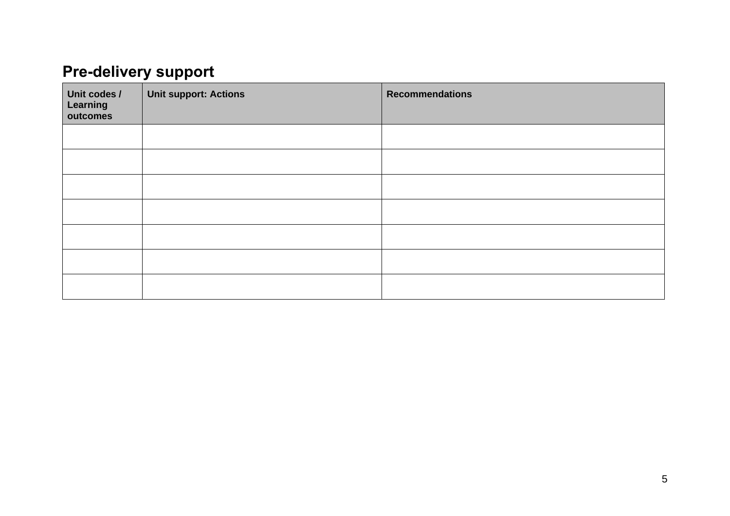## Pre-delivery support

| Unit codes / Learning outcomes | Unit support: Actions | Recommendations |
| --- | --- | --- |
| | | |
| | | |
| | | |
| | | |
| | | |
| | | |
| | | |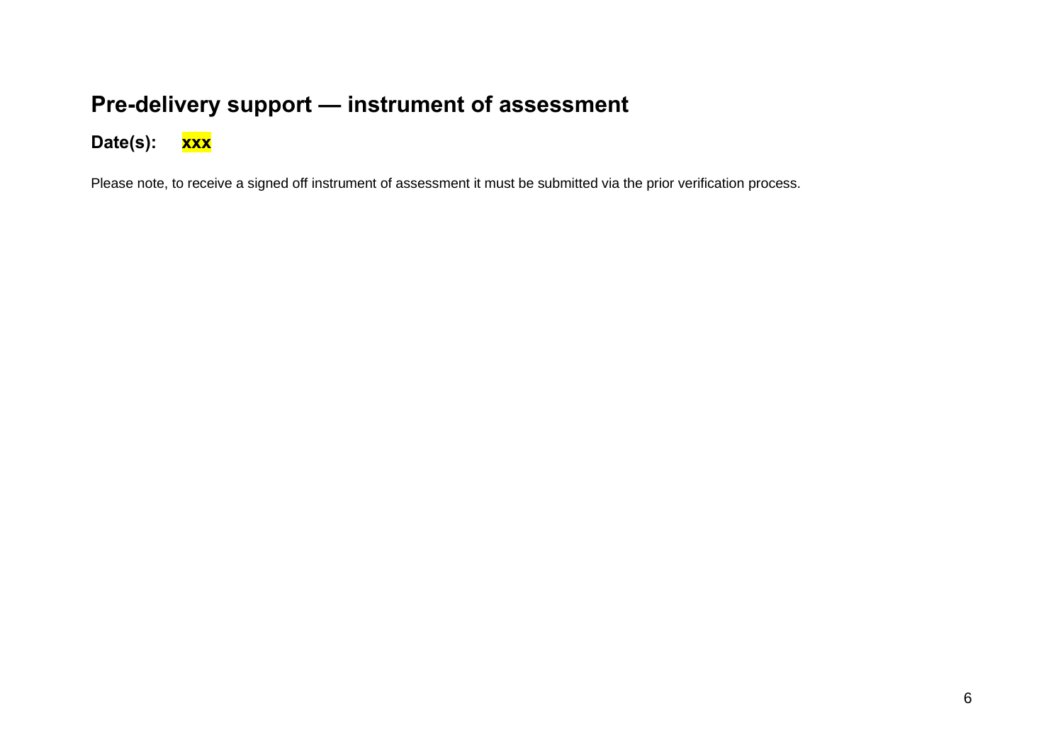# Pre-delivery support — instrument of assessment

**Date(s):** **xxx**

Please note, to receive a signed off instrument of assessment it must be submitted via the prior verification process.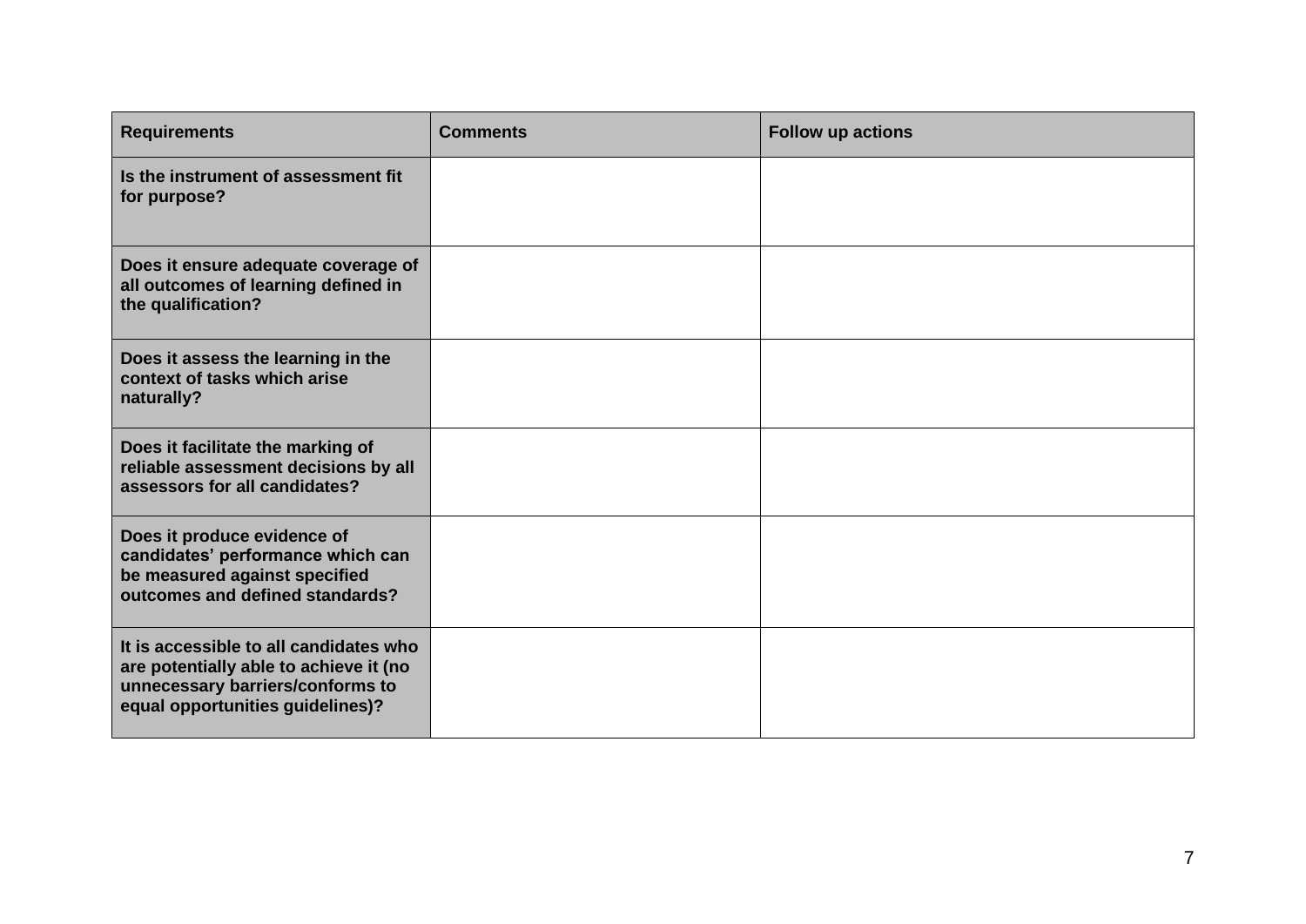| **Requirements** | **Comments** | **Follow up actions** |
| --- | --- | --- |
| **Is the instrument of assessment fit for purpose?** | | |
| **Does it ensure adequate coverage of all outcomes of learning defined in the qualification?** | | |
| **Does it assess the learning in the context of tasks which arise naturally?** | | |
| **Does it facilitate the marking of reliable assessment decisions by all assessors for all candidates?** | | |
| **Does it produce evidence of candidates' performance which can be measured against specified outcomes and defined standards?** | | |
| **It is accessible to all candidates who are potentially able to achieve it (no unnecessary barriers/conforms to equal opportunities guidelines)?** | | |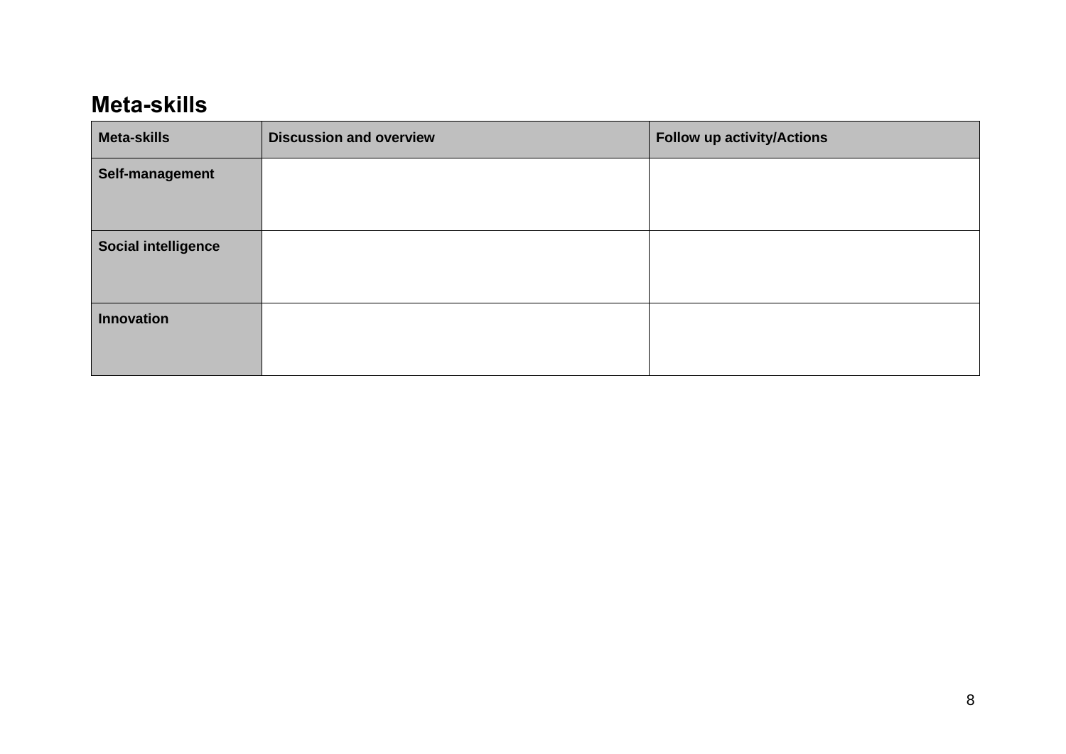## Meta-skills

| Meta-skills | Discussion and overview | Follow up activity/Actions |
|---|---|---|
| **Self-management** | | |
| **Social intelligence** | | |
| **Innovation** | | |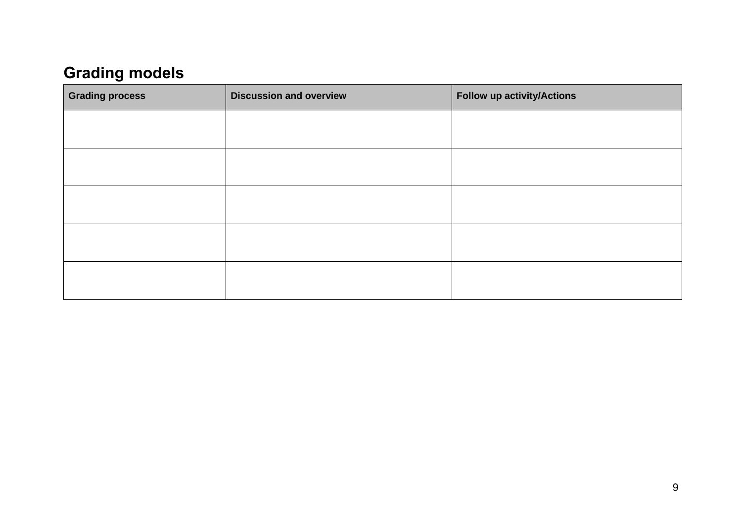## Grading models

| Grading process | Discussion and overview | Follow up activity/Actions |
| --- | --- | --- |
| | | |
| | | |
| | | |
| | | |
| | | |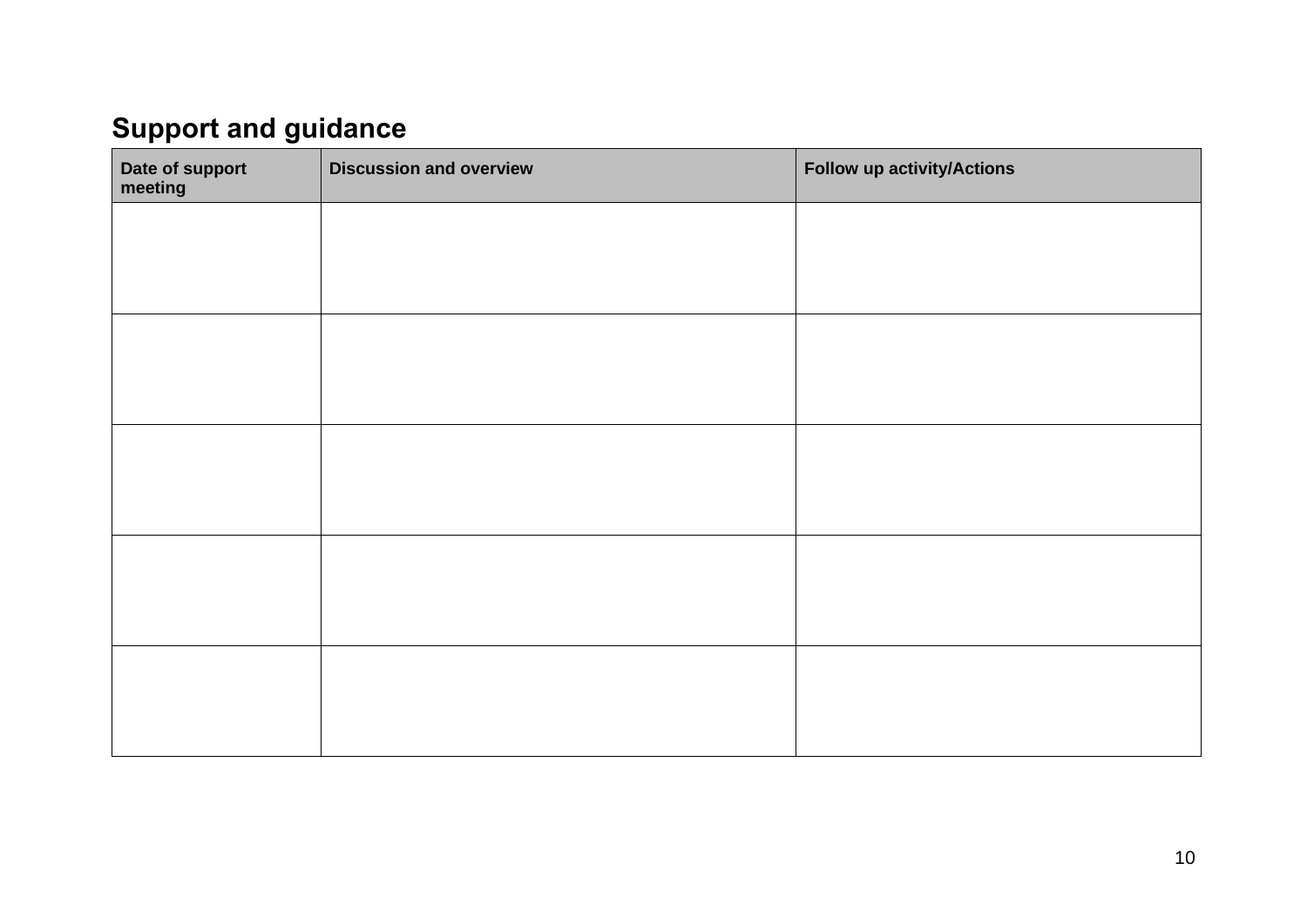## Support and guidance

| Date of support meeting | Discussion and overview | Follow up activity/Actions |
|---|---|---|
| | | |
| | | |
| | | |
| | | |
| | | |